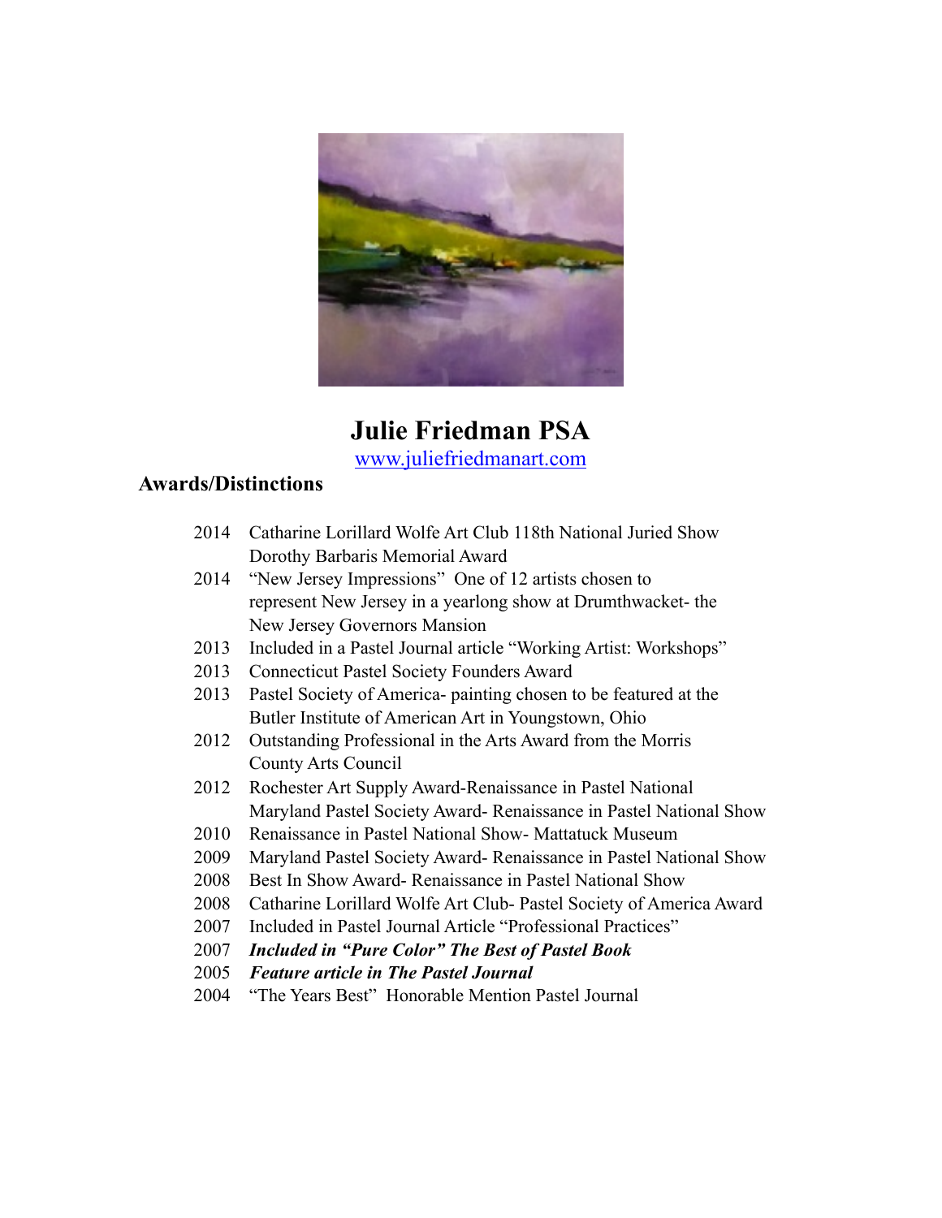# Julie Friedman PSA

www.juliefriedmanart.com

## Awards/Distinctions

- 2014 Catharine Lorillard Wolfe Art Club 118th National Juried Show Dorothy Barbaris Memorial Award
- 2014 "New Jersey Impressions" One of 12 artists chosen to represent New Jersey in a yearlong show at Drumthwacket- the New Jersey Governors Mansion
- 2013 Included in a Pastel Journal article "Working Artist: Workshops"
- 2013 Connecticut Pastel Society Founders Award
- 2013 Pastel Society of America- painting chosen to be featured at the Butler Institute of American Art in Youngstown, Ohio
- 2012 Outstanding Professional in the Arts Award from the Morris County Arts Council
- 2012 Rochester Art Supply Award-Renaissance in Pastel National Maryland Pastel Society Award- Renaissance in Pastel National Show
- 2010 Renaissance in Pastel National Show- Mattatuck Museum
- 2009 Maryland Pastel Society Award- Renaissance in Pastel National Show
- 2008 Best In Show Award- Renaissance in Pastel National Show
- 2008 Catharine Lorillard Wolfe Art Club- Pastel Society of America Award
- 2007 Included in Pastel Journal Article "Professional Practices"
- 2007 ***Included in "Pure Color" The Best of Pastel Book***
- 2005 ***Feature article in The Pastel Journal***
- 2004 "The Years Best" Honorable Mention Pastel Journal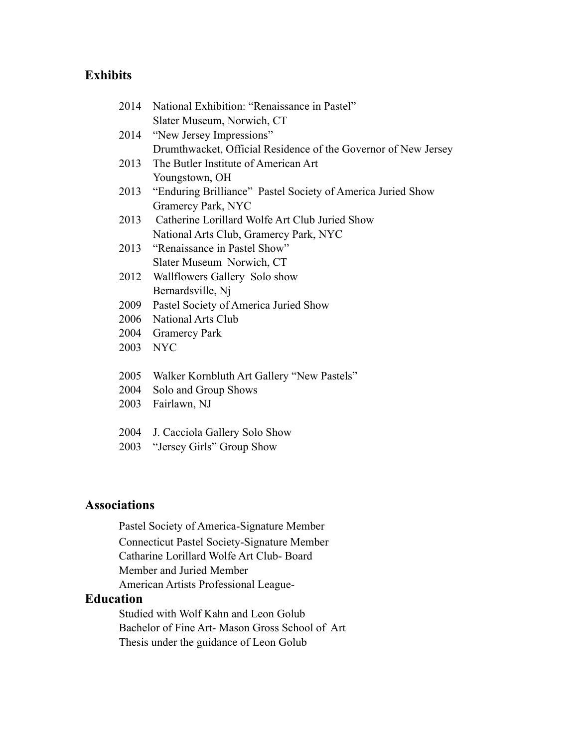## Exhibits

2014 National Exhibition: "Renaissance in Pastel"
Slater Museum, Norwich, CT

2014 "New Jersey Impressions"
Drumthwacket, Official Residence of the Governor of New Jersey

2013 The Butler Institute of American Art
Youngstown, OH

2013 "Enduring Brilliance" Pastel Society of America Juried Show
Gramercy Park, NYC

2013 Catherine Lorillard Wolfe Art Club Juried Show
National Arts Club, Gramercy Park, NYC

2013 "Renaissance in Pastel Show"
Slater Museum Norwich, CT

2012 Wallflowers Gallery Solo show
Bernardsville, Nj

2009 Pastel Society of America Juried Show
2006 National Arts Club
2004 Gramercy Park
2003 NYC

2005 Walker Kornbluth Art Gallery "New Pastels"
2004 Solo and Group Shows
2003 Fairlawn, NJ

2004 J. Cacciola Gallery Solo Show
2003 "Jersey Girls" Group Show

## Associations

Pastel Society of America-Signature Member
Connecticut Pastel Society-Signature Member
Catharine Lorillard Wolfe Art Club- Board Member and Juried Member
American Artists Professional League-

## Education

Studied with Wolf Kahn and Leon Golub
Bachelor of Fine Art- Mason Gross School of Art
Thesis under the guidance of Leon Golub